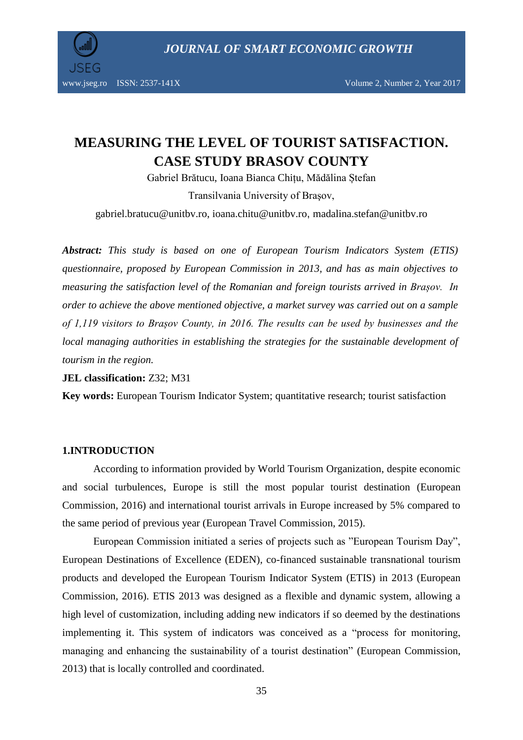# MEASURING THE LEVEL OF TOURIST SATISFACTION. CASE STUDY BRASOV COUNTY

Gabriel Brătucu, Ioana Bianca Chițu, Mădălina Ștefan

Transilvania University of Braşov,

gabriel.bratucu@unitbv.ro, ioana.chitu@unitbv.ro, madalina.stefan@unitbv.ro

***Abstract:*** *This study is based on one of European Tourism Indicators System (ETIS) questionnaire, proposed by European Commission in 2013, and has as main objectives to measuring the satisfaction level of the Romanian and foreign tourists arrived in Brașov. In order to achieve the above mentioned objective, a market survey was carried out on a sample of 1,119 visitors to Brașov County, in 2016. The results can be used by businesses and the local managing authorities in establishing the strategies for the sustainable development of tourism in the region.*

**JEL classification:** Z32; M31

**Key words:** European Tourism Indicator System; quantitative research; tourist satisfaction

## 1.INTRODUCTION

According to information provided by World Tourism Organization, despite economic and social turbulences, Europe is still the most popular tourist destination (European Commission, 2016) and international tourist arrivals in Europe increased by 5% compared to the same period of previous year (European Travel Commission, 2015).

European Commission initiated a series of projects such as "European Tourism Day", European Destinations of Excellence (EDEN), co-financed sustainable transnational tourism products and developed the European Tourism Indicator System (ETIS) in 2013 (European Commission, 2016). ETIS 2013 was designed as a flexible and dynamic system, allowing a high level of customization, including adding new indicators if so deemed by the destinations implementing it. This system of indicators was conceived as a "process for monitoring, managing and enhancing the sustainability of a tourist destination" (European Commission, 2013) that is locally controlled and coordinated.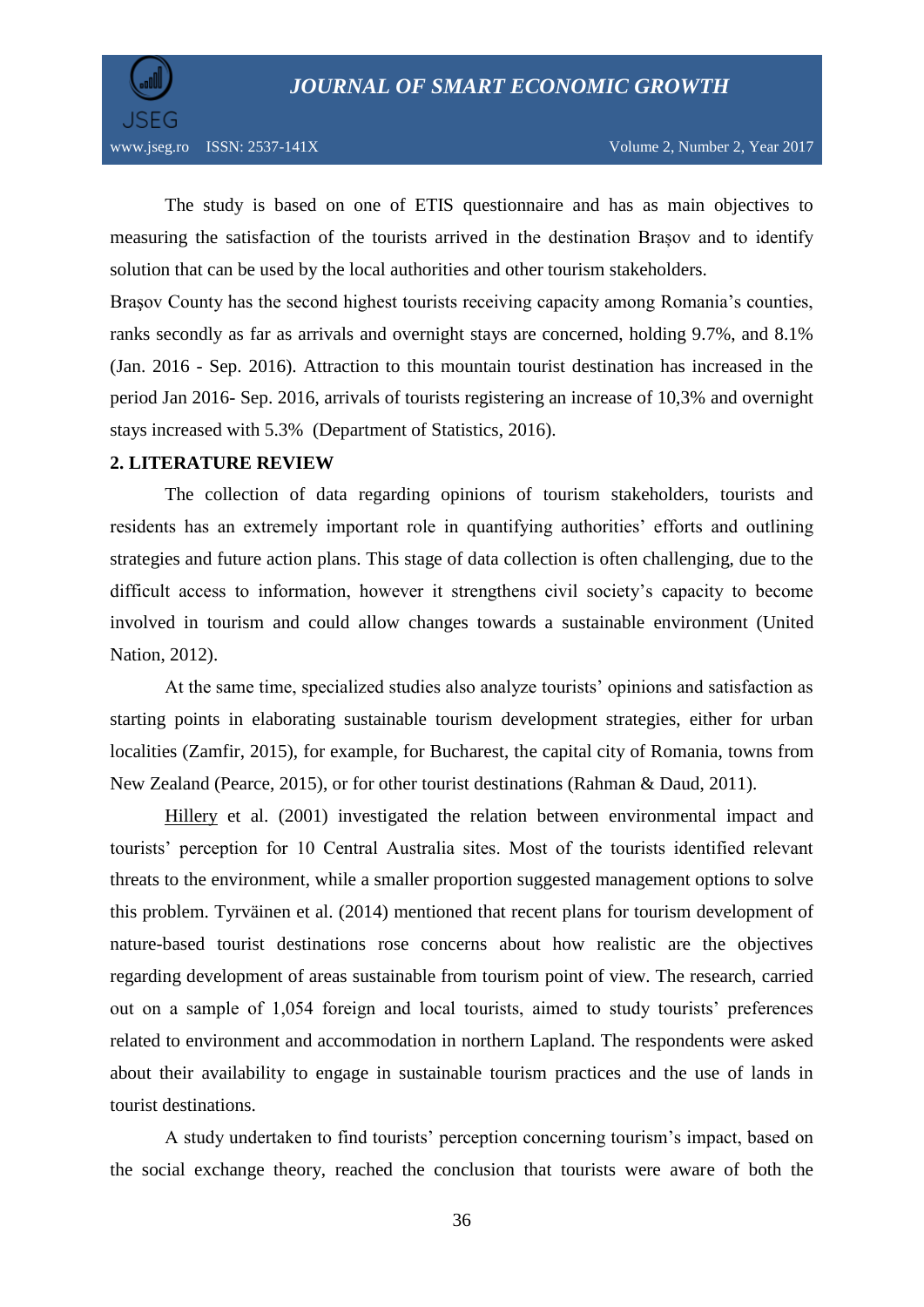The study is based on one of ETIS questionnaire and has as main objectives to measuring the satisfaction of the tourists arrived in the destination Brașov and to identify solution that can be used by the local authorities and other tourism stakeholders.

Braşov County has the second highest tourists receiving capacity among Romania's counties, ranks secondly as far as arrivals and overnight stays are concerned, holding 9.7%, and 8.1% (Jan. 2016 - Sep. 2016). Attraction to this mountain tourist destination has increased in the period Jan 2016- Sep. 2016, arrivals of tourists registering an increase of 10,3% and overnight stays increased with 5.3% (Department of Statistics, 2016).

## 2. LITERATURE REVIEW

The collection of data regarding opinions of tourism stakeholders, tourists and residents has an extremely important role in quantifying authorities' efforts and outlining strategies and future action plans. This stage of data collection is often challenging, due to the difficult access to information, however it strengthens civil society's capacity to become involved in tourism and could allow changes towards a sustainable environment (United Nation, 2012).

At the same time, specialized studies also analyze tourists' opinions and satisfaction as starting points in elaborating sustainable tourism development strategies, either for urban localities (Zamfir, 2015), for example, for Bucharest, the capital city of Romania, towns from New Zealand (Pearce, 2015), or for other tourist destinations (Rahman & Daud, 2011).

Hillery et al. (2001) investigated the relation between environmental impact and tourists' perception for 10 Central Australia sites. Most of the tourists identified relevant threats to the environment, while a smaller proportion suggested management options to solve this problem. Tyrväinen et al. (2014) mentioned that recent plans for tourism development of nature-based tourist destinations rose concerns about how realistic are the objectives regarding development of areas sustainable from tourism point of view. The research, carried out on a sample of 1,054 foreign and local tourists, aimed to study tourists' preferences related to environment and accommodation in northern Lapland. The respondents were asked about their availability to engage in sustainable tourism practices and the use of lands in tourist destinations.

A study undertaken to find tourists' perception concerning tourism's impact, based on the social exchange theory, reached the conclusion that tourists were aware of both the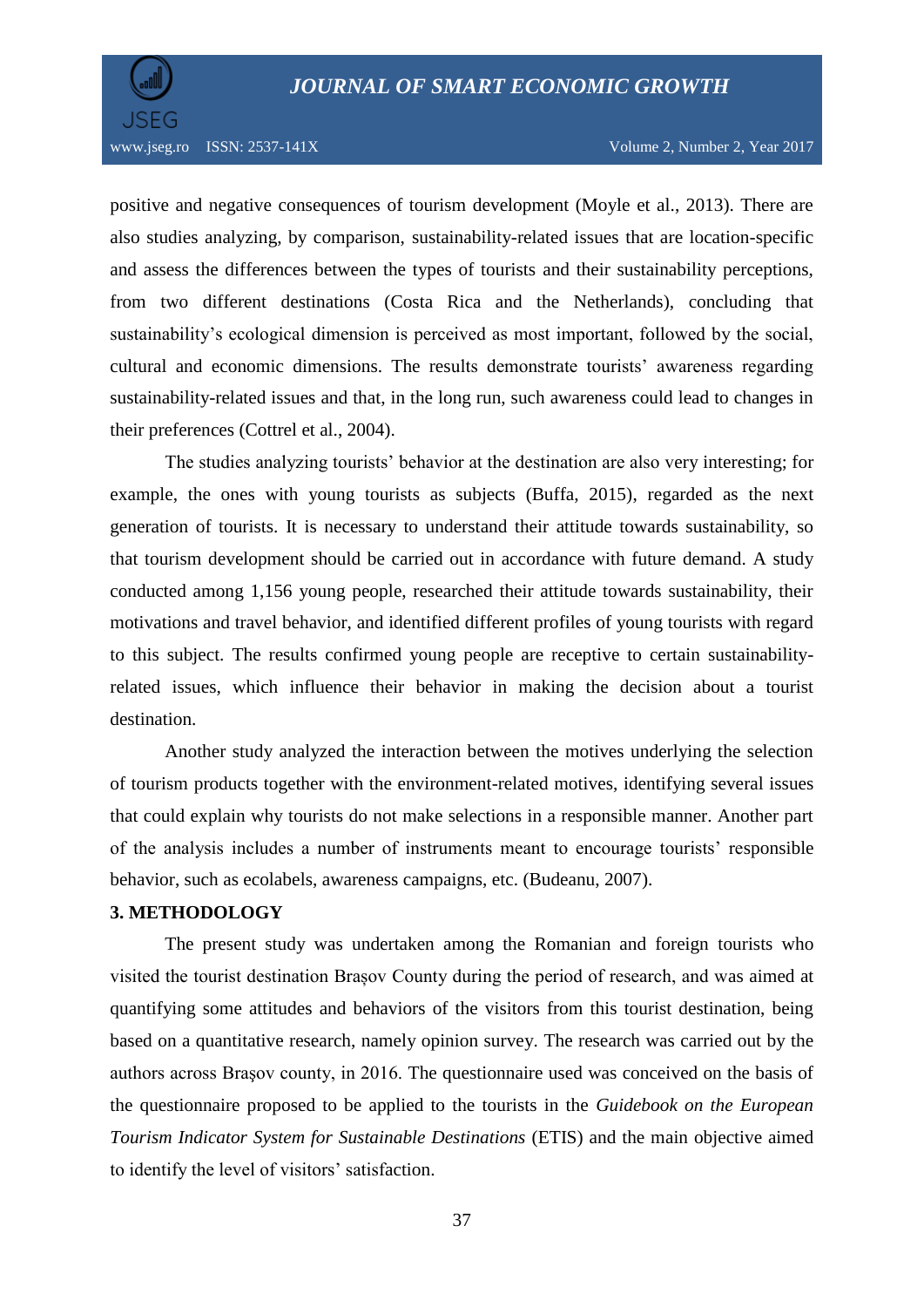positive and negative consequences of tourism development (Moyle et al., 2013). There are also studies analyzing, by comparison, sustainability-related issues that are location-specific and assess the differences between the types of tourists and their sustainability perceptions, from two different destinations (Costa Rica and the Netherlands), concluding that sustainability's ecological dimension is perceived as most important, followed by the social, cultural and economic dimensions. The results demonstrate tourists' awareness regarding sustainability-related issues and that, in the long run, such awareness could lead to changes in their preferences (Cottrel et al., 2004).

The studies analyzing tourists' behavior at the destination are also very interesting; for example, the ones with young tourists as subjects (Buffa, 2015), regarded as the next generation of tourists. It is necessary to understand their attitude towards sustainability, so that tourism development should be carried out in accordance with future demand. A study conducted among 1,156 young people, researched their attitude towards sustainability, their motivations and travel behavior, and identified different profiles of young tourists with regard to this subject. The results confirmed young people are receptive to certain sustainability-related issues, which influence their behavior in making the decision about a tourist destination.

Another study analyzed the interaction between the motives underlying the selection of tourism products together with the environment-related motives, identifying several issues that could explain why tourists do not make selections in a responsible manner. Another part of the analysis includes a number of instruments meant to encourage tourists' responsible behavior, such as ecolabels, awareness campaigns, etc. (Budeanu, 2007).

## 3. METHODOLOGY

The present study was undertaken among the Romanian and foreign tourists who visited the tourist destination Braşov County during the period of research, and was aimed at quantifying some attitudes and behaviors of the visitors from this tourist destination, being based on a quantitative research, namely opinion survey. The research was carried out by the authors across Braşov county, in 2016. The questionnaire used was conceived on the basis of the questionnaire proposed to be applied to the tourists in the *Guidebook on the European Tourism Indicator System for Sustainable Destinations* (ETIS) and the main objective aimed to identify the level of visitors' satisfaction.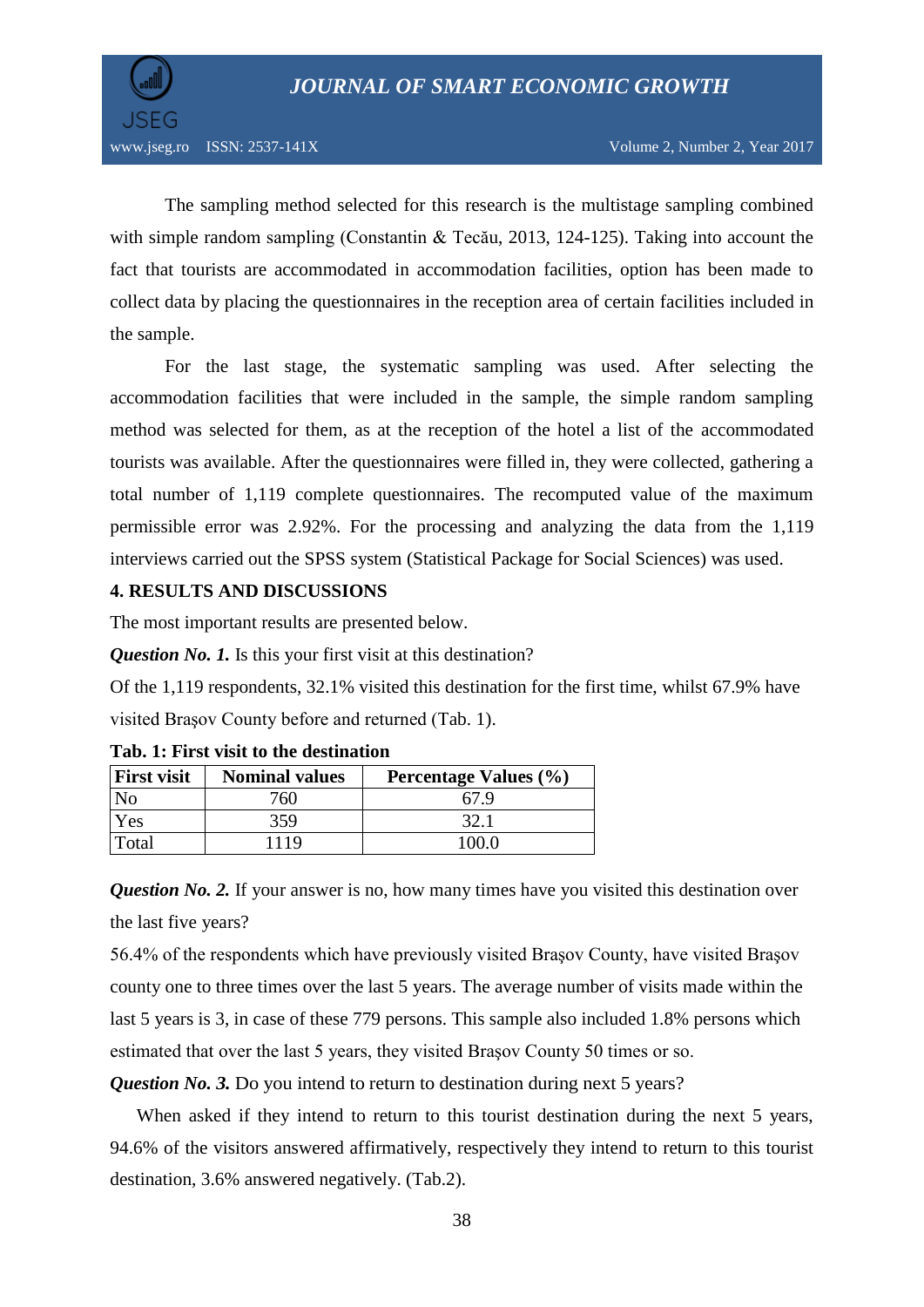The sampling method selected for this research is the multistage sampling combined with simple random sampling (Constantin & Tecău, 2013, 124-125). Taking into account the fact that tourists are accommodated in accommodation facilities, option has been made to collect data by placing the questionnaires in the reception area of certain facilities included in the sample.

For the last stage, the systematic sampling was used. After selecting the accommodation facilities that were included in the sample, the simple random sampling method was selected for them, as at the reception of the hotel a list of the accommodated tourists was available. After the questionnaires were filled in, they were collected, gathering a total number of 1,119 complete questionnaires. The recomputed value of the maximum permissible error was 2.92%. For the processing and analyzing the data from the 1,119 interviews carried out the SPSS system (Statistical Package for Social Sciences) was used.

## 4. RESULTS AND DISCUSSIONS

The most important results are presented below.

***Question No. 1.*** Is this your first visit at this destination?

Of the 1,119 respondents, 32.1% visited this destination for the first time, whilst 67.9% have visited Braşov County before and returned (Tab. 1).

**Tab. 1: First visit to the destination**

| First visit | Nominal values | Percentage Values (%) |
|---|---|---|
| No | 760 | 67.9 |
| Yes | 359 | 32.1 |
| Total | 1119 | 100.0 |

***Question No. 2.*** If your answer is no, how many times have you visited this destination over the last five years?

56.4% of the respondents which have previously visited Braşov County, have visited Braşov county one to three times over the last 5 years. The average number of visits made within the last 5 years is 3, in case of these 779 persons. This sample also included 1.8% persons which estimated that over the last 5 years, they visited Braşov County 50 times or so.

***Question No. 3.*** Do you intend to return to destination during next 5 years?

When asked if they intend to return to this tourist destination during the next 5 years, 94.6% of the visitors answered affirmatively, respectively they intend to return to this tourist destination, 3.6% answered negatively. (Tab.2).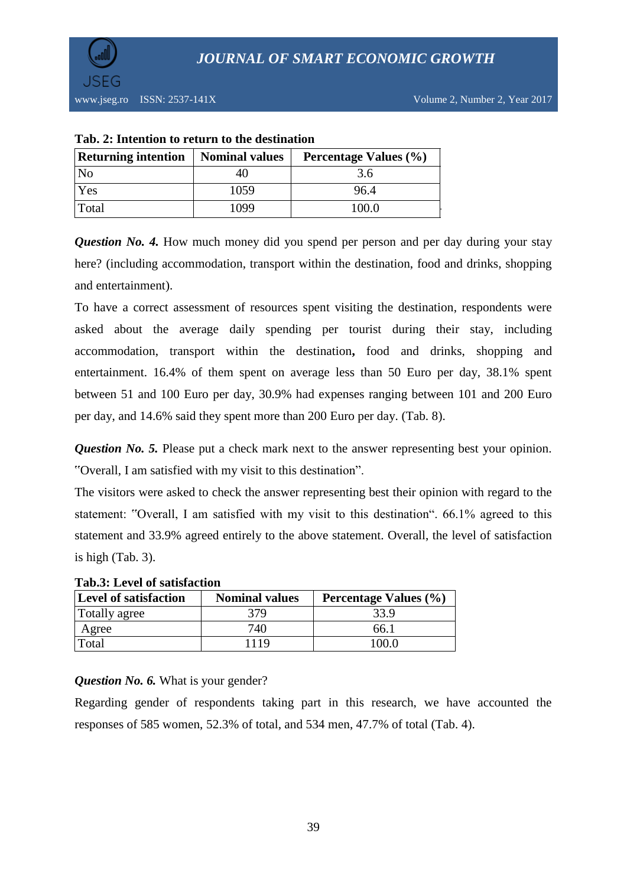**Tab. 2: Intention to return to the destination**

| Returning intention | Nominal values | Percentage Values (%) |
|---|---|---|
| No | 40 | 3.6 |
| Yes | 1059 | 96.4 |
| Total | 1099 | 100.0 |

***Question No. 4.*** How much money did you spend per person and per day during your stay here? (including accommodation, transport within the destination, food and drinks, shopping and entertainment).

To have a correct assessment of resources spent visiting the destination, respondents were asked about the average daily spending per tourist during their stay, including accommodation, transport within the destination**,** food and drinks, shopping and entertainment. 16.4% of them spent on average less than 50 Euro per day, 38.1% spent between 51 and 100 Euro per day, 30.9% had expenses ranging between 101 and 200 Euro per day, and 14.6% said they spent more than 200 Euro per day. (Tab. 8).

***Question No. 5.*** Please put a check mark next to the answer representing best your opinion. "Overall, I am satisfied with my visit to this destination".

The visitors were asked to check the answer representing best their opinion with regard to the statement: "Overall, I am satisfied with my visit to this destination". 66.1% agreed to this statement and 33.9% agreed entirely to the above statement. Overall, the level of satisfaction is high (Tab. 3).

**Tab.3: Level of satisfaction**

| Level of satisfaction | Nominal values | Percentage Values (%) |
|---|---|---|
| Totally agree | 379 | 33.9 |
| Agree | 740 | 66.1 |
| Total | 1119 | 100.0 |

***Question No. 6.*** What is your gender?

Regarding gender of respondents taking part in this research, we have accounted the responses of 585 women, 52.3% of total, and 534 men, 47.7% of total (Tab. 4).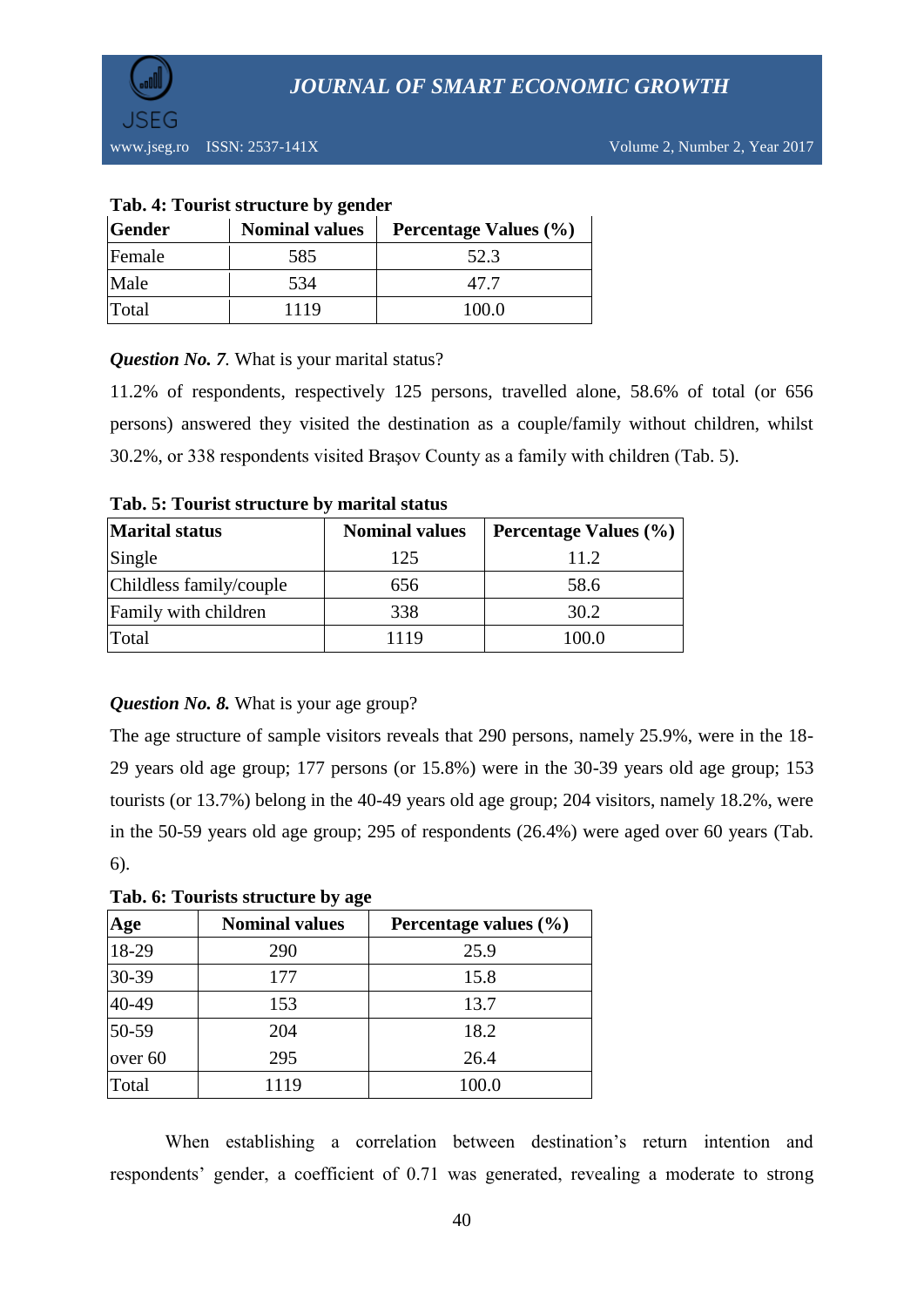**Tab. 4: Tourist structure by gender**

| Gender | Nominal values | Percentage Values (%) |
|---|---|---|
| Female | 585 | 52.3 |
| Male | 534 | 47.7 |
| Total | 1119 | 100.0 |

***Question No. 7***. What is your marital status?

11.2% of respondents, respectively 125 persons, travelled alone, 58.6% of total (or 656 persons) answered they visited the destination as a couple/family without children, whilst 30.2%, or 338 respondents visited Braşov County as a family with children (Tab. 5).

**Tab. 5: Tourist structure by marital status**

| Marital status | Nominal values | Percentage Values (%) |
|---|---|---|
| Single | 125 | 11.2 |
| Childless family/couple | 656 | 58.6 |
| Family with children | 338 | 30.2 |
| Total | 1119 | 100.0 |

***Question No. 8.*** What is your age group?

The age structure of sample visitors reveals that 290 persons, namely 25.9%, were in the 18-29 years old age group; 177 persons (or 15.8%) were in the 30-39 years old age group; 153 tourists (or 13.7%) belong in the 40-49 years old age group; 204 visitors, namely 18.2%, were in the 50-59 years old age group; 295 of respondents (26.4%) were aged over 60 years (Tab. 6).

**Tab. 6: Tourists structure by age**

| Age | Nominal values | Percentage values (%) |
|---|---|---|
| 18-29 | 290 | 25.9 |
| 30-39 | 177 | 15.8 |
| 40-49 | 153 | 13.7 |
| 50-59 | 204 | 18.2 |
| over 60 | 295 | 26.4 |
| Total | 1119 | 100.0 |

When establishing a correlation between destination's return intention and respondents' gender, a coefficient of 0.71 was generated, revealing a moderate to strong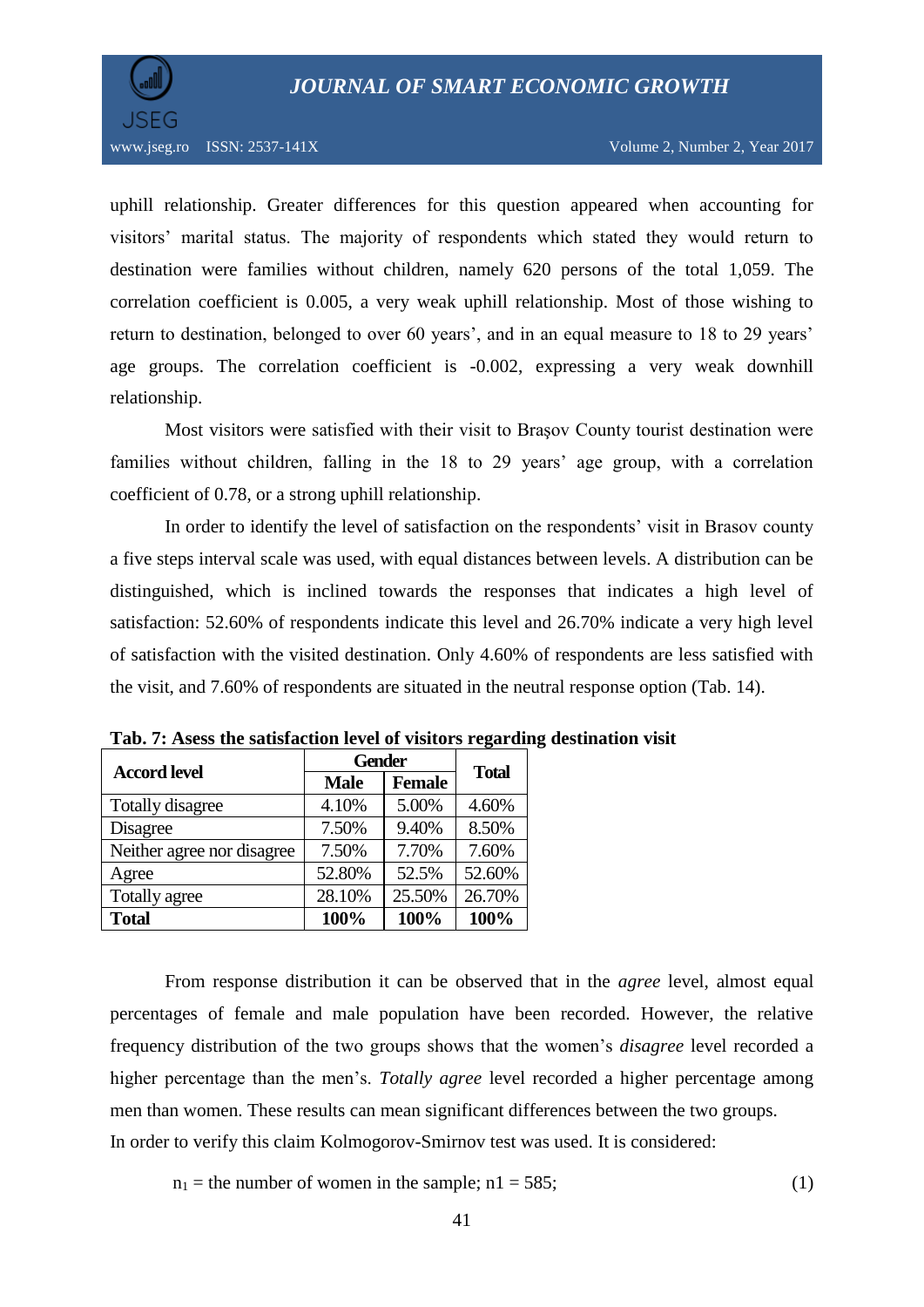uphill relationship. Greater differences for this question appeared when accounting for visitors' marital status. The majority of respondents which stated they would return to destination were families without children, namely 620 persons of the total 1,059. The correlation coefficient is 0.005, a very weak uphill relationship. Most of those wishing to return to destination, belonged to over 60 years', and in an equal measure to 18 to 29 years' age groups. The correlation coefficient is -0.002, expressing a very weak downhill relationship.

Most visitors were satisfied with their visit to Braşov County tourist destination were families without children, falling in the 18 to 29 years' age group, with a correlation coefficient of 0.78, or a strong uphill relationship.

In order to identify the level of satisfaction on the respondents' visit in Brasov county a five steps interval scale was used, with equal distances between levels. A distribution can be distinguished, which is inclined towards the responses that indicates a high level of satisfaction: 52.60% of respondents indicate this level and 26.70% indicate a very high level of satisfaction with the visited destination. Only 4.60% of respondents are less satisfied with the visit, and 7.60% of respondents are situated in the neutral response option (Tab. 14).

**Tab. 7: Asess the satisfaction level of visitors regarding destination visit**

| Accord level | Gender | | Total |
|---|---|---|---|
| | Male | Female | |
| Totally disagree | 4.10% | 5.00% | 4.60% |
| Disagree | 7.50% | 9.40% | 8.50% |
| Neither agree nor disagree | 7.50% | 7.70% | 7.60% |
| Agree | 52.80% | 52.5% | 52.60% |
| Totally agree | 28.10% | 25.50% | 26.70% |
| **Total** | **100%** | **100%** | **100%** |

From response distribution it can be observed that in the *agree* level, almost equal percentages of female and male population have been recorded. However, the relative frequency distribution of the two groups shows that the women's *disagree* level recorded a higher percentage than the men's. *Totally agree* level recorded a higher percentage among men than women. These results can mean significant differences between the two groups.
In order to verify this claim Kolmogorov-Smirnov test was used. It is considered:

$n_1$ = the number of women in the sample; $n1 = 585$; (1)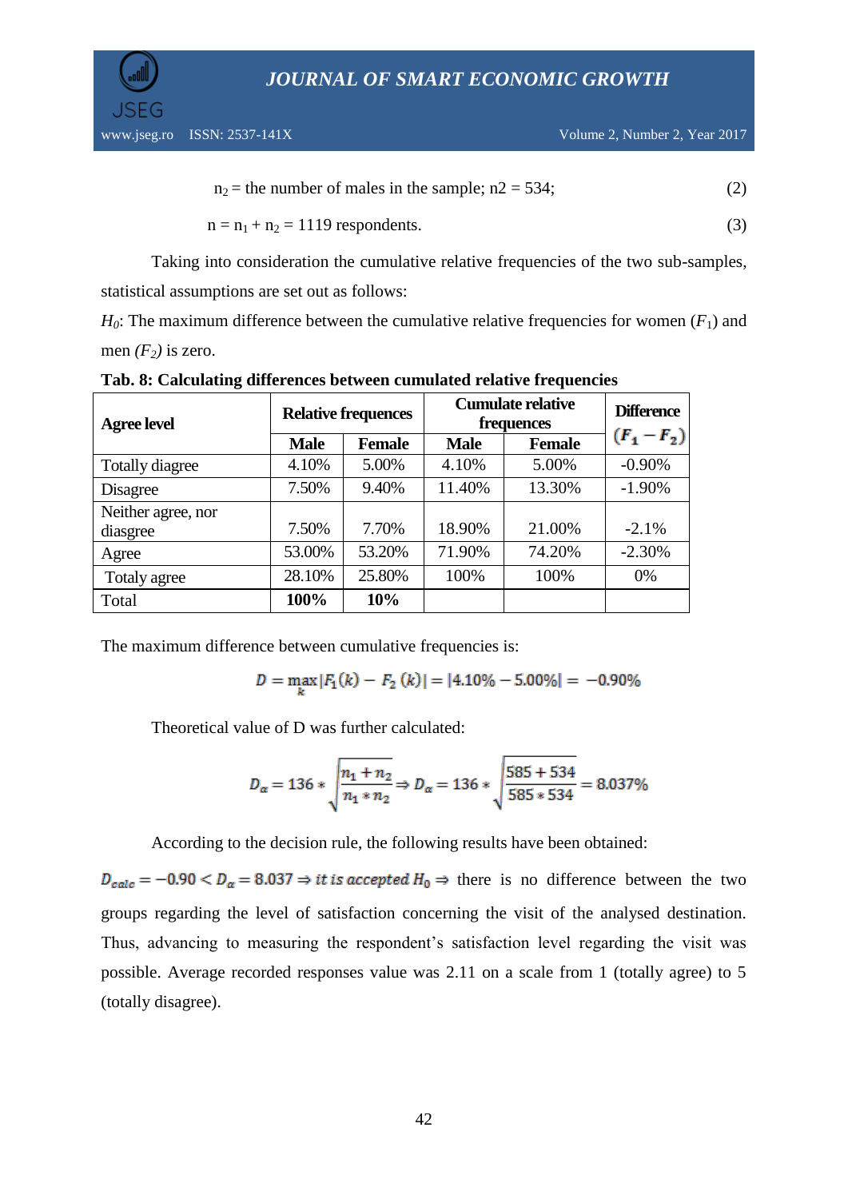$n_2$ = the number of males in the sample; n2 = 534; (2)

$n = n_1 + n_2 = 1119$ respondents. (3)

Taking into consideration the cumulative relative frequencies of the two sub-samples, statistical assumptions are set out as follows:

*H₀*: The maximum difference between the cumulative relative frequencies for women ($F_1$) and men *($F_2$)* is zero.

**Tab. 8: Calculating differences between cumulated relative frequencies**

| Agree level | Relative frequences | | Cumulate relative frequences | | Difference $(F_1 - F_2)$ |
|---|---|---|---|---|---|
| | Male | Female | Male | Female | |
| Totally diagree | 4.10% | 5.00% | 4.10% | 5.00% | -0.90% |
| Disagree | 7.50% | 9.40% | 11.40% | 13.30% | -1.90% |
| Neither agree, nor diasgree | 7.50% | 7.70% | 18.90% | 21.00% | -2.1% |
| Agree | 53.00% | 53.20% | 71.90% | 74.20% | -2.30% |
| Totaly agree | 28.10% | 25.80% | 100% | 100% | 0% |
| Total | **100%** | **10%** | | | |

The maximum difference between cumulative frequencies is:

$$D = \max_k |F_1(k) - F_2(k)| = |4.10\% - 5.00\%| = -0.90\%$$

Theoretical value of D was further calculated:

$$D_\alpha = 136 * \sqrt{\frac{n_1 + n_2}{n_1 * n_2}} \Rightarrow D_\alpha = 136 * \sqrt{\frac{585 + 534}{585 * 534}} = 8.037\%$$

According to the decision rule, the following results have been obtained:

$D_{calc} = -0.90 < D_\alpha = 8.037 \Rightarrow it\ is\ accepted\ H_0 \Rightarrow$ there is no difference between the two groups regarding the level of satisfaction concerning the visit of the analysed destination. Thus, advancing to measuring the respondent's satisfaction level regarding the visit was possible. Average recorded responses value was 2.11 on a scale from 1 (totally agree) to 5 (totally disagree).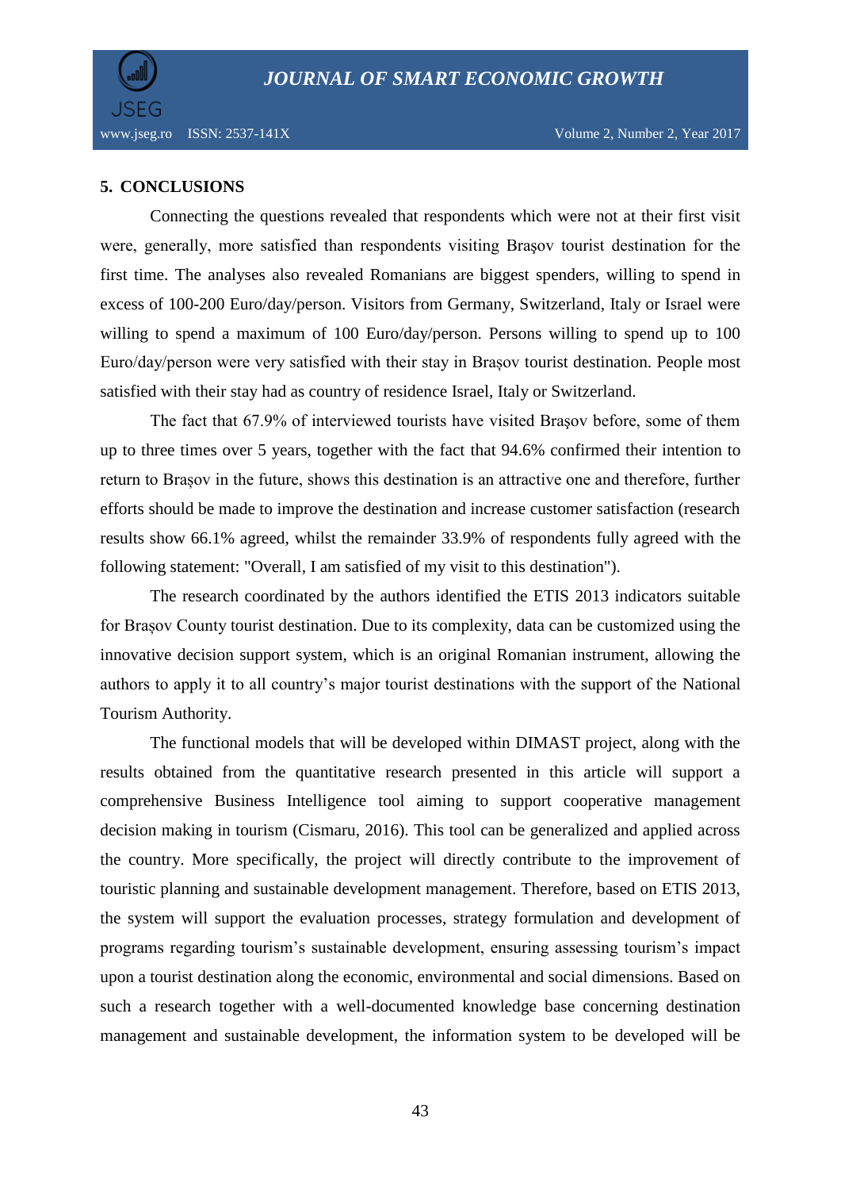## 5. CONCLUSIONS

Connecting the questions revealed that respondents which were not at their first visit were, generally, more satisfied than respondents visiting Brașov tourist destination for the first time. The analyses also revealed Romanians are biggest spenders, willing to spend in excess of 100-200 Euro/day/person. Visitors from Germany, Switzerland, Italy or Israel were willing to spend a maximum of 100 Euro/day/person. Persons willing to spend up to 100 Euro/day/person were very satisfied with their stay in Brașov tourist destination. People most satisfied with their stay had as country of residence Israel, Italy or Switzerland.

The fact that 67.9% of interviewed tourists have visited Brașov before, some of them up to three times over 5 years, together with the fact that 94.6% confirmed their intention to return to Brașov in the future, shows this destination is an attractive one and therefore, further efforts should be made to improve the destination and increase customer satisfaction (research results show 66.1% agreed, whilst the remainder 33.9% of respondents fully agreed with the following statement: "Overall, I am satisfied of my visit to this destination").

The research coordinated by the authors identified the ETIS 2013 indicators suitable for Brașov County tourist destination. Due to its complexity, data can be customized using the innovative decision support system, which is an original Romanian instrument, allowing the authors to apply it to all country's major tourist destinations with the support of the National Tourism Authority.

The functional models that will be developed within DIMAST project, along with the results obtained from the quantitative research presented in this article will support a comprehensive Business Intelligence tool aiming to support cooperative management decision making in tourism (Cismaru, 2016). This tool can be generalized and applied across the country. More specifically, the project will directly contribute to the improvement of touristic planning and sustainable development management. Therefore, based on ETIS 2013, the system will support the evaluation processes, strategy formulation and development of programs regarding tourism's sustainable development, ensuring assessing tourism's impact upon a tourist destination along the economic, environmental and social dimensions. Based on such a research together with a well-documented knowledge base concerning destination management and sustainable development, the information system to be developed will be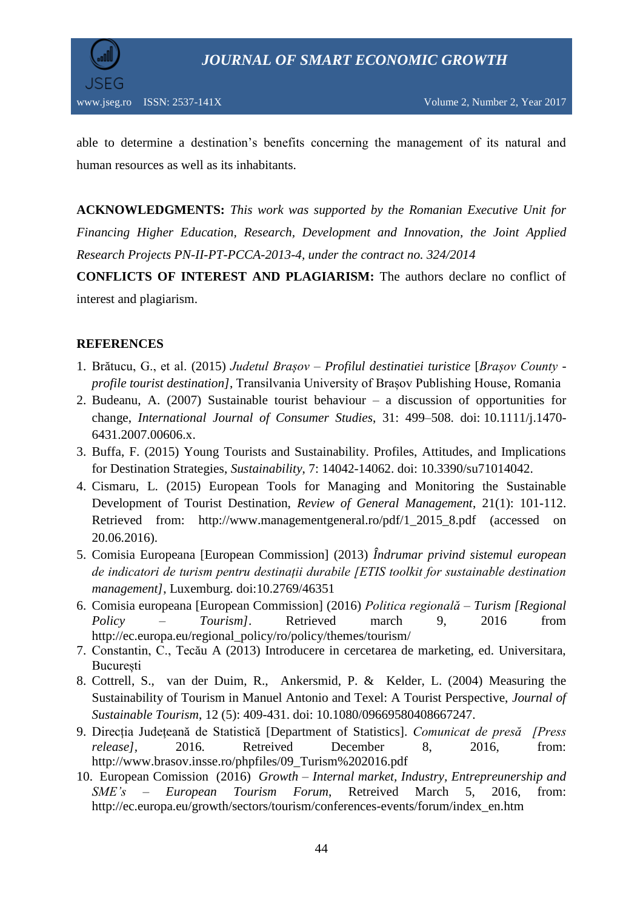able to determine a destination's benefits concerning the management of its natural and human resources as well as its inhabitants.

**ACKNOWLEDGMENTS:** *This work was supported by the Romanian Executive Unit for Financing Higher Education, Research, Development and Innovation, the Joint Applied Research Projects PN-II-PT-PCCA-2013-4, under the contract no. 324/2014*

**CONFLICTS OF INTEREST AND PLAGIARISM:** The authors declare no conflict of interest and plagiarism.

**REFERENCES**

1. Brătucu, G., et al. (2015) *Judetul Brașov – Profilul destinatiei turistice* [*Brașov County - profile tourist destination]*, Transilvania University of Brașov Publishing House, Romania
2. Budeanu, A. (2007) Sustainable tourist behaviour – a discussion of opportunities for change, *International Journal of Consumer Studies*, 31: 499–508. doi: 10.1111/j.1470-6431.2007.00606.x.
3. Buffa, F. (2015) Young Tourists and Sustainability. Profiles, Attitudes, and Implications for Destination Strategies, *Sustainability*, 7: 14042-14062. doi: 10.3390/su71014042.
4. Cismaru, L. (2015) European Tools for Managing and Monitoring the Sustainable Development of Tourist Destination, *Review of General Management*, 21(1): 101-112. Retrieved from: http://www.managementgeneral.ro/pdf/1_2015_8.pdf (accessed on 20.06.2016).
5. Comisia Europeana [European Commission] (2013) *Îndrumar privind sistemul european de indicatori de turism pentru destinații durabile [ETIS toolkit for sustainable destination management]*, Luxemburg. doi:10.2769/46351
6. Comisia europeana [European Commission] (2016) *Politica regională – Turism [Regional Policy – Tourism]*. Retrieved march 9, 2016 from http://ec.europa.eu/regional_policy/ro/policy/themes/tourism/
7. Constantin, C., Tecău A (2013) Introducere in cercetarea de marketing, ed. Universitara, București
8. Cottrell, S., van der Duim, R., Ankersmid, P. & Kelder, L. (2004) Measuring the Sustainability of Tourism in Manuel Antonio and Texel: A Tourist Perspective, *Journal of Sustainable Tourism*, 12 (5): 409-431. doi: 10.1080/09669580408667247.
9. Direcția Județeană de Statistică [Department of Statistics]. *Comunicat de presă [Press release]*, 2016. Retreived December 8, 2016, from: http://www.brasov.insse.ro/phpfiles/09_Turism%202016.pdf
10. European Comission (2016) *Growth – Internal market, Industry, Entrepreunership and SME's – European Tourism Forum*, Retreived March 5, 2016, from: http://ec.europa.eu/growth/sectors/tourism/conferences-events/forum/index_en.htm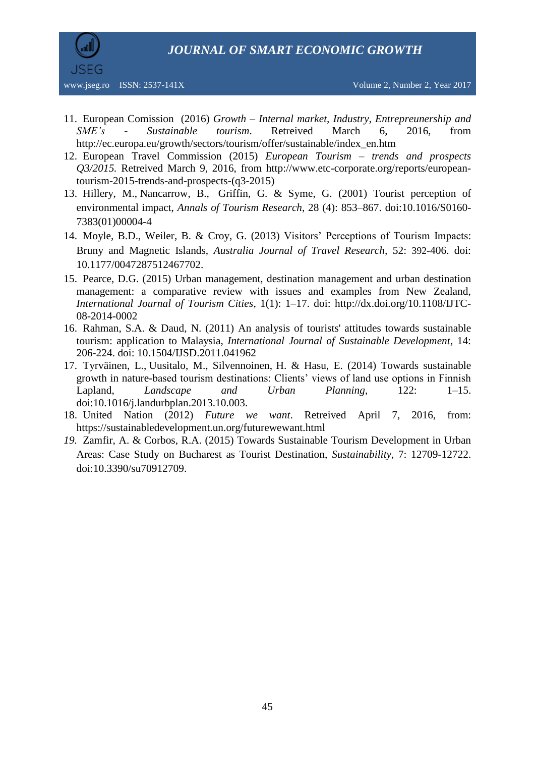11. European Comission (2016) *Growth – Internal market, Industry, Entrepreunership and SME's - Sustainable tourism*. Retreived March 6, 2016, from http://ec.europa.eu/growth/sectors/tourism/offer/sustainable/index_en.htm
12. European Travel Commission (2015) *European Tourism – trends and prospects Q3/2015.* Retreived March 9, 2016, from http://www.etc-corporate.org/reports/european-tourism-2015-trends-and-prospects-(q3-2015)
13. Hillery, M., Nancarrow, B., Griffin, G. & Syme, G. (2001) Tourist perception of environmental impact, *Annals of Tourism Research*, 28 (4): 853–867. doi:10.1016/S0160-7383(01)00004-4
14. Moyle, B.D., Weiler, B. & Croy, G. (2013) Visitors' Perceptions of Tourism Impacts: Bruny and Magnetic Islands, *Australia Journal of Travel Research*, 52: 392-406. doi: 10.1177/0047287512467702.
15. Pearce, D.G. (2015) Urban management, destination management and urban destination management: a comparative review with issues and examples from New Zealand, *International Journal of Tourism Cities*, 1(1): 1–17. doi: http://dx.doi.org/10.1108/IJTC-08-2014-0002
16. Rahman, S.A. & Daud, N. (2011) An analysis of tourists' attitudes towards sustainable tourism: application to Malaysia, *International Journal of Sustainable Development*, 14: 206-224. doi: 10.1504/IJSD.2011.041962
17. Tyrväinen, L., Uusitalo, M., Silvennoinen, H. & Hasu, E. (2014) Towards sustainable growth in nature-based tourism destinations: Clients' views of land use options in Finnish Lapland, *Landscape and Urban Planning*, 122: 1–15. doi:10.1016/j.landurbplan.2013.10.003.
18. United Nation (2012) *Future we want*. Retreived April 7, 2016, from: https://sustainabledevelopment.un.org/futurewewant.html
19. Zamfir, A. & Corbos, R.A. (2015) Towards Sustainable Tourism Development in Urban Areas: Case Study on Bucharest as Tourist Destination, *Sustainability*, 7: 12709-12722. doi:10.3390/su70912709.